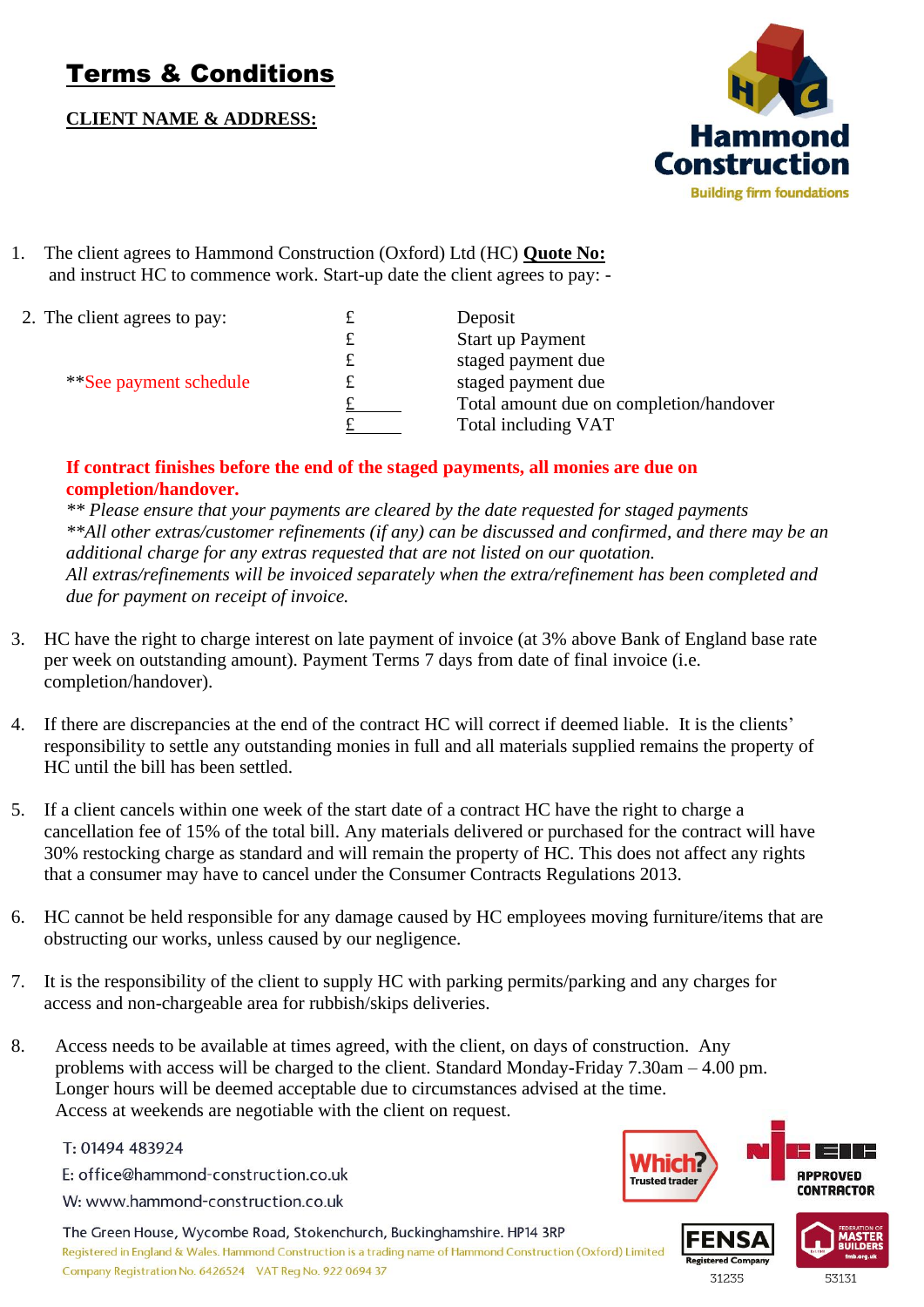# Terms & Conditions

**CLIENT NAME & ADDRESS:**

Hammond Construction
Building firm foundations

1. The client agrees to Hammond Construction (Oxford) Ltd (HC) **Quote No:** and instruct HC to commence work. Start-up date the client agrees to pay: -

2. The client agrees to pay:

| | | |
|---|---|---|
| | £ | Deposit |
| | £ | Start up Payment |
| | £ | staged payment due |
| **See payment schedule | £ | staged payment due |
| | £ | Total amount due on completion/handover |
| | £ | Total including VAT |

**If contract finishes before the end of the staged payments, all monies are due on completion/handover.**

*** Please ensure that your payments are cleared by the date requested for staged payments*

***All other extras/customer refinements (if any) can be discussed and confirmed, and there may be an additional charge for any extras requested that are not listed on our quotation.*

*All extras/refinements will be invoiced separately when the extra/refinement has been completed and due for payment on receipt of invoice.*

3. HC have the right to charge interest on late payment of invoice (at 3% above Bank of England base rate per week on outstanding amount). Payment Terms 7 days from date of final invoice (i.e. completion/handover).

4. If there are discrepancies at the end of the contract HC will correct if deemed liable. It is the clients' responsibility to settle any outstanding monies in full and all materials supplied remains the property of HC until the bill has been settled.

5. If a client cancels within one week of the start date of a contract HC have the right to charge a cancellation fee of 15% of the total bill. Any materials delivered or purchased for the contract will have 30% restocking charge as standard and will remain the property of HC. This does not affect any rights that a consumer may have to cancel under the Consumer Contracts Regulations 2013.

6. HC cannot be held responsible for any damage caused by HC employees moving furniture/items that are obstructing our works, unless caused by our negligence.

7. It is the responsibility of the client to supply HC with parking permits/parking and any charges for access and non-chargeable area for rubbish/skips deliveries.

8. Access needs to be available at times agreed, with the client, on days of construction. Any problems with access will be charged to the client. Standard Monday-Friday 7.30am – 4.00 pm. Longer hours will be deemed acceptable due to circumstances advised at the time. Access at weekends are negotiable with the client on request.

T: 01494 483924
E: office@hammond-construction.co.uk
W: www.hammond-construction.co.uk

The Green House, Wycombe Road, Stokenchurch, Buckinghamshire. HP14 3RP
Registered in England & Wales. Hammond Construction is a trading name of Hammond Construction (Oxford) Limited
Company Registration No. 6426524 VAT Reg No. 922 0694 37

Which? Trusted trader | NICEIC Approved Contractor | FENSA Registered Company 31235 | Federation of Master Builders 53131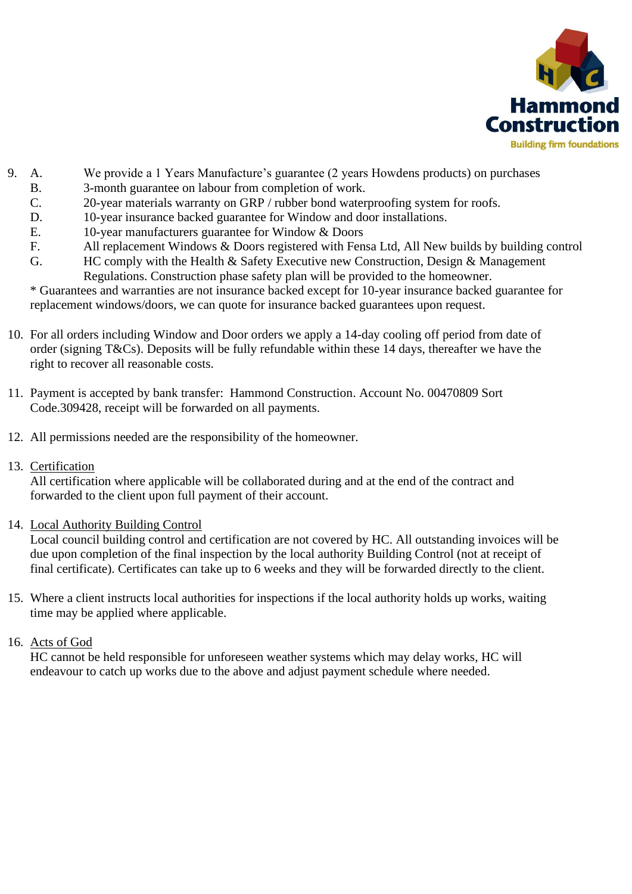9. A. We provide a 1 Years Manufacture's guarantee (2 years Howdens products) on purchases
   B. 3-month guarantee on labour from completion of work.
   C. 20-year materials warranty on GRP / rubber bond waterproofing system for roofs.
   D. 10-year insurance backed guarantee for Window and door installations.
   E. 10-year manufacturers guarantee for Window & Doors
   F. All replacement Windows & Doors registered with Fensa Ltd, All New builds by building control
   G. HC comply with the Health & Safety Executive new Construction, Design & Management Regulations. Construction phase safety plan will be provided to the homeowner.

   * Guarantees and warranties are not insurance backed except for 10-year insurance backed guarantee for replacement windows/doors, we can quote for insurance backed guarantees upon request.

10. For all orders including Window and Door orders we apply a 14-day cooling off period from date of order (signing T&Cs). Deposits will be fully refundable within these 14 days, thereafter we have the right to recover all reasonable costs.

11. Payment is accepted by bank transfer: Hammond Construction. Account No. 00470809 Sort Code.309428, receipt will be forwarded on all payments.

12. All permissions needed are the responsibility of the homeowner.

13. <u>Certification</u>
    All certification where applicable will be collaborated during and at the end of the contract and forwarded to the client upon full payment of their account.

14. <u>Local Authority Building Control</u>
    Local council building control and certification are not covered by HC. All outstanding invoices will be due upon completion of the final inspection by the local authority Building Control (not at receipt of final certificate). Certificates can take up to 6 weeks and they will be forwarded directly to the client.

15. Where a client instructs local authorities for inspections if the local authority holds up works, waiting time may be applied where applicable.

16. <u>Acts of God</u>
    HC cannot be held responsible for unforeseen weather systems which may delay works, HC will endeavour to catch up works due to the above and adjust payment schedule where needed.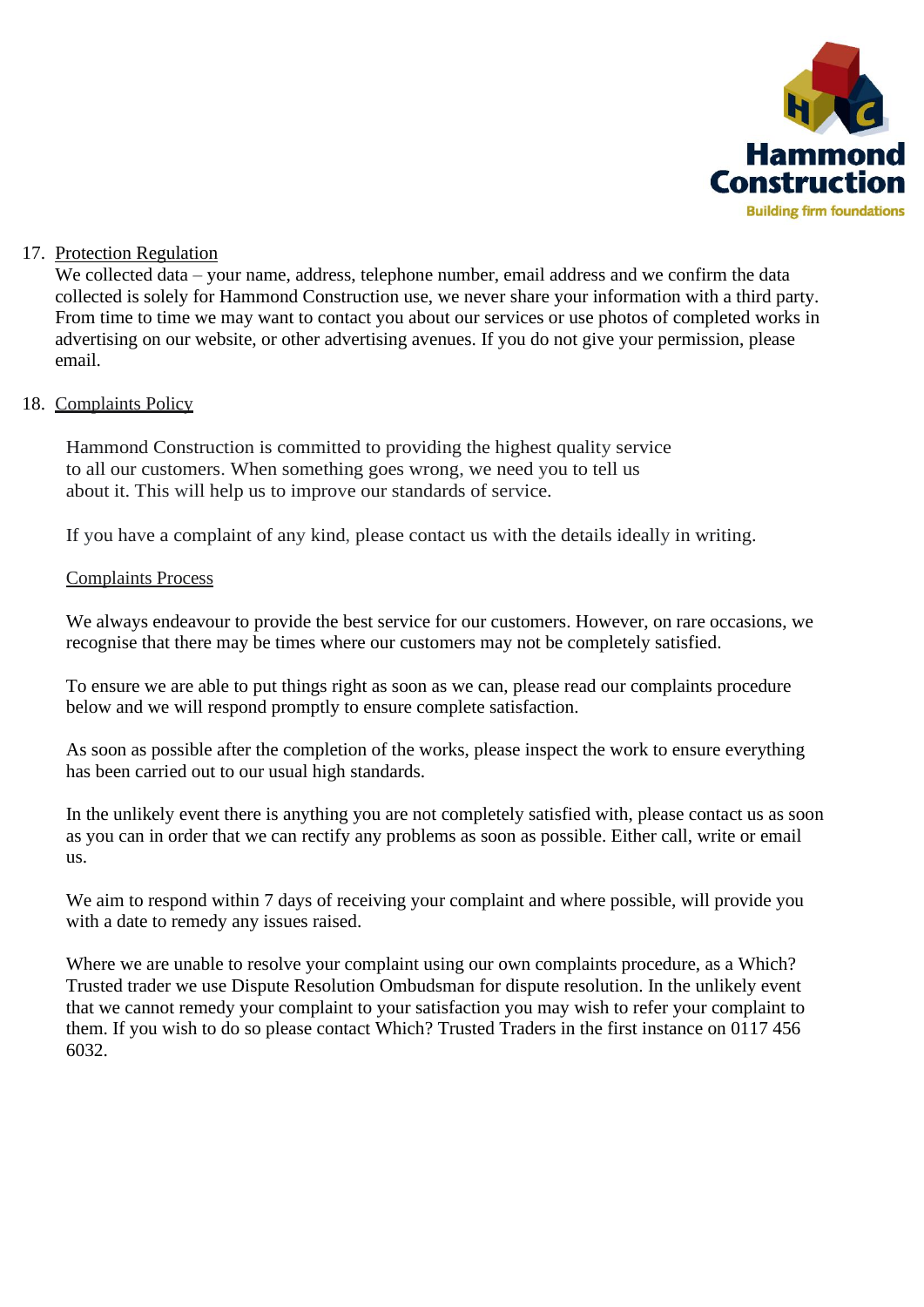17. <u>Protection Regulation</u>
    We collected data – your name, address, telephone number, email address and we confirm the data collected is solely for Hammond Construction use, we never share your information with a third party. From time to time we may want to contact you about our services or use photos of completed works in advertising on our website, or other advertising avenues. If you do not give your permission, please email.

18. <u>Complaints Policy</u>

    Hammond Construction is committed to providing the highest quality service to all our customers. When something goes wrong, we need you to tell us about it. This will help us to improve our standards of service.

    If you have a complaint of any kind, please contact us with the details ideally in writing.

    <u>Complaints Process</u>

    We always endeavour to provide the best service for our customers. However, on rare occasions, we recognise that there may be times where our customers may not be completely satisfied.

    To ensure we are able to put things right as soon as we can, please read our complaints procedure below and we will respond promptly to ensure complete satisfaction.

    As soon as possible after the completion of the works, please inspect the work to ensure everything has been carried out to our usual high standards.

    In the unlikely event there is anything you are not completely satisfied with, please contact us as soon as you can in order that we can rectify any problems as soon as possible. Either call, write or email us.

    We aim to respond within 7 days of receiving your complaint and where possible, will provide you with a date to remedy any issues raised.

    Where we are unable to resolve your complaint using our own complaints procedure, as a Which? Trusted trader we use Dispute Resolution Ombudsman for dispute resolution. In the unlikely event that we cannot remedy your complaint to your satisfaction you may wish to refer your complaint to them. If you wish to do so please contact Which? Trusted Traders in the first instance on 0117 456 6032.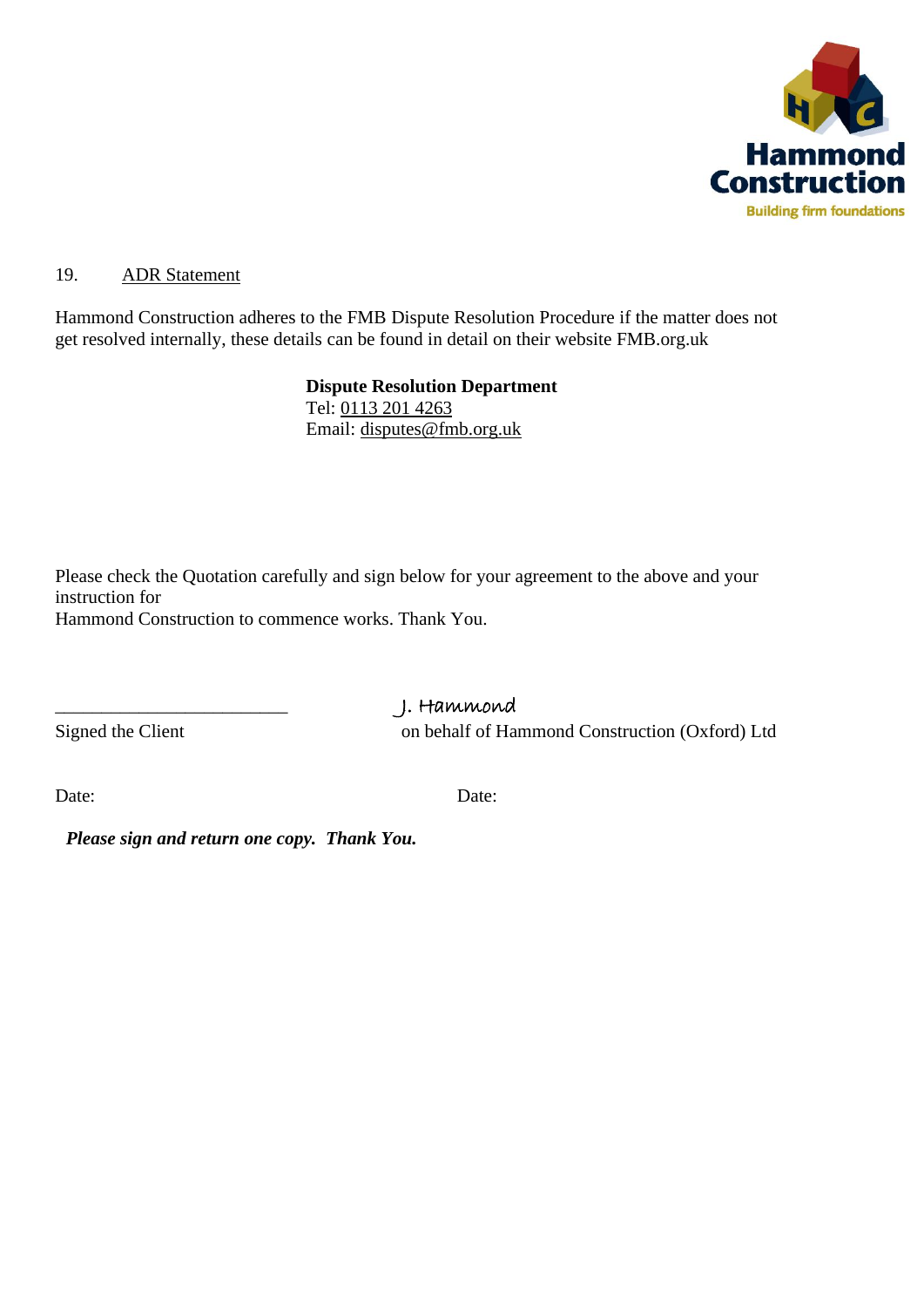Hammond Construction
Building firm foundations

19. ADR Statement

Hammond Construction adheres to the FMB Dispute Resolution Procedure if the matter does not get resolved internally, these details can be found in detail on their website FMB.org.uk

**Dispute Resolution Department**
Tel: 0113 201 4263
Email: disputes@fmb.org.uk

Please check the Quotation carefully and sign below for your agreement to the above and your instruction for
Hammond Construction to commence works. Thank You.

| | |
|---|---|
| ________________________ | J. Hammond |
| Signed the Client | on behalf of Hammond Construction (Oxford) Ltd |
| Date: | Date: |

***Please sign and return one copy. Thank You.***